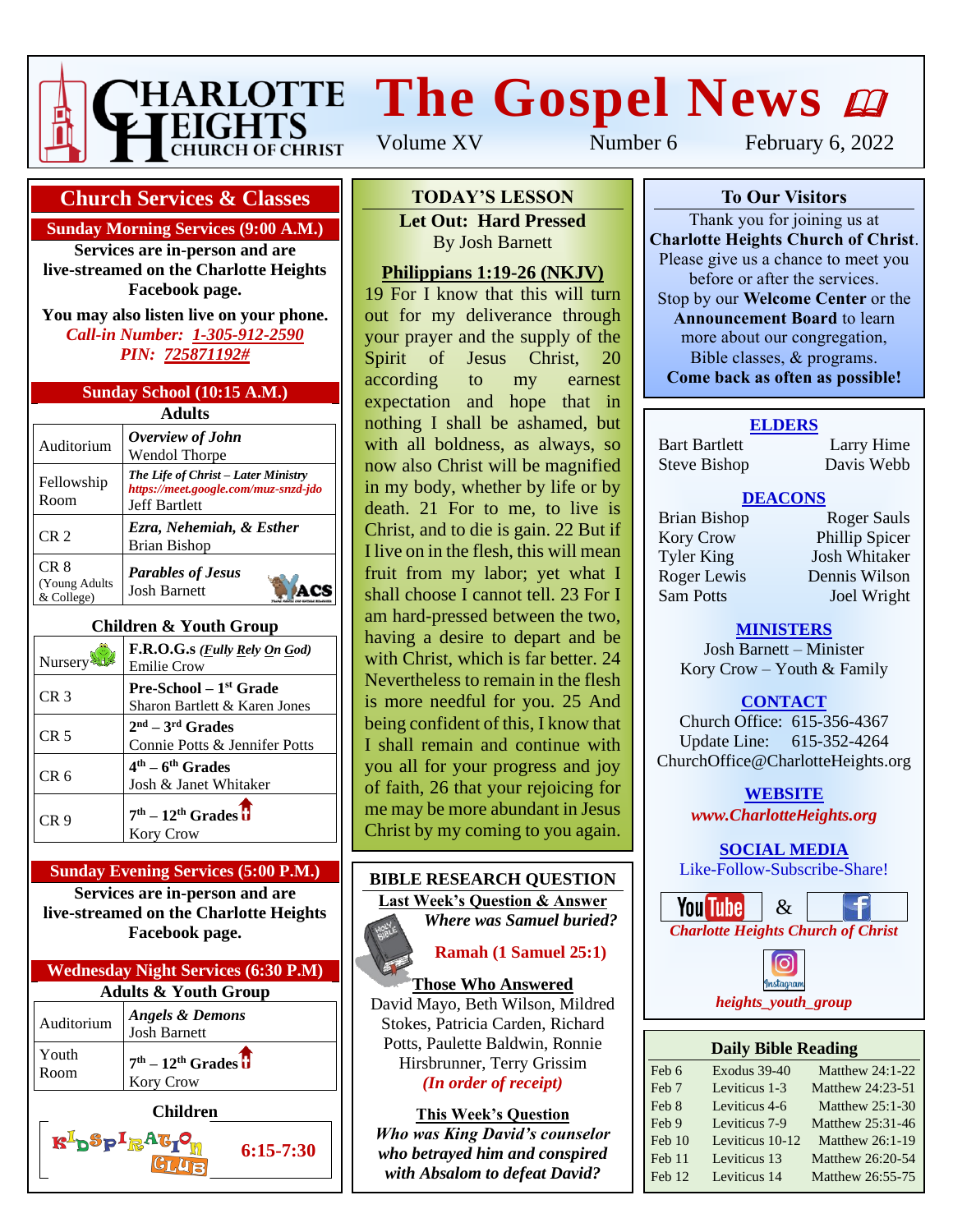# The Gospel News

**Charlotte Heights Church of Christ**

Volume XV | Number 6 | February 6, 2022

## Church Services & Classes

### Sunday Morning Services (9:00 A.M.)

**Services are in-person and are live-streamed on the Charlotte Heights Facebook page.**

**You may also listen live on your phone.**

*Call-in Number: 1-305-912-2590*

*PIN: 725871192#*

### Sunday School (10:15 A.M.)

**Adults**

| Room | Class |
|---|---|
| Auditorium | *Overview of John* Wendol Thorpe |
| Fellowship Room | *The Life of Christ – Later Ministry* https://meet.google.com/muz-snzd-jdo Jeff Bartlett |
| CR 2 | *Ezra, Nehemiah, & Esther* Brian Bishop |
| CR 8 (Young Adults & College) | *Parables of Jesus* Josh Barnett |

**Children & Youth Group**

| Room | Class |
|---|---|
| Nursery | F.R.O.G.s (*Fully Rely On God*) Emilie Crow |
| CR 3 | Pre-School – 1st Grade Sharon Bartlett & Karen Jones |
| CR 5 | 2nd – 3rd Grades Connie Potts & Jennifer Potts |
| CR 6 | 4th – 6th Grades Josh & Janet Whitaker |
| CR 9 | 7th – 12th Grades Kory Crow |

### Sunday Evening Services (5:00 P.M.)

**Services are in-person and are live-streamed on the Charlotte Heights Facebook page.**

### Wednesday Night Services (6:30 P.M)

**Adults & Youth Group**

| Room | Class |
|---|---|
| Auditorium | *Angels & Demons* Josh Barnett |
| Youth Room | 7th – 12th Grades Kory Crow |

**Children**

Kidspiration Club 6:15-7:30

## TODAY'S LESSON

**Let Out: Hard Pressed**

By Josh Barnett

**Philippians 1:19-26 (NKJV)**

19 For I know that this will turn out for my deliverance through your prayer and the supply of the Spirit of Jesus Christ, 20 according to my earnest expectation and hope that in nothing I shall be ashamed, but with all boldness, as always, so now also Christ will be magnified in my body, whether by life or by death. 21 For to me, to live is Christ, and to die is gain. 22 But if I live on in the flesh, this will mean fruit from my labor; yet what I shall choose I cannot tell. 23 For I am hard-pressed between the two, having a desire to depart and be with Christ, which is far better. 24 Nevertheless to remain in the flesh is more needful for you. 25 And being confident of this, I know that I shall remain and continue with you all for your progress and joy of faith, 26 that your rejoicing for me may be more abundant in Jesus Christ by my coming to you again.

## BIBLE RESEARCH QUESTION

**Last Week's Question & Answer**

***Where was Samuel buried?***

**Ramah (1 Samuel 25:1)**

**Those Who Answered**

David Mayo, Beth Wilson, Mildred Stokes, Patricia Carden, Richard Potts, Paulette Baldwin, Ronnie Hirsbrunner, Terry Grissim

*(In order of receipt)*

**This Week's Question**

***Who was King David's counselor who betrayed him and conspired with Absalom to defeat David?***

## To Our Visitors

Thank you for joining us at **Charlotte Heights Church of Christ**. Please give us a chance to meet you before or after the services. Stop by our **Welcome Center** or the **Announcement Board** to learn more about our congregation, Bible classes, & programs.

**Come back as often as possible!**

### ELDERS

Bart Bartlett, Larry Hime, Steve Bishop, Davis Webb

### DEACONS

Brian Bishop, Roger Sauls, Kory Crow, Phillip Spicer, Tyler King, Josh Whitaker, Roger Lewis, Dennis Wilson, Sam Potts, Joel Wright

### MINISTERS

Josh Barnett – Minister

Kory Crow – Youth & Family

### CONTACT

Church Office: 615-356-4367

Update Line: 615-352-4264

ChurchOffice@CharlotteHeights.org

### WEBSITE

*www.CharlotteHeights.org*

### SOCIAL MEDIA

Like-Follow-Subscribe-Share!

YouTube & Facebook: *Charlotte Heights Church of Christ*

Instagram: *heights_youth_group*

## Daily Bible Reading

| Date | Old Testament | New Testament |
|---|---|---|
| Feb 6 | Exodus 39-40 | Matthew 24:1-22 |
| Feb 7 | Leviticus 1-3 | Matthew 24:23-51 |
| Feb 8 | Leviticus 4-6 | Matthew 25:1-30 |
| Feb 9 | Leviticus 7-9 | Matthew 25:31-46 |
| Feb 10 | Leviticus 10-12 | Matthew 26:1-19 |
| Feb 11 | Leviticus 13 | Matthew 26:20-54 |
| Feb 12 | Leviticus 14 | Matthew 26:55-75 |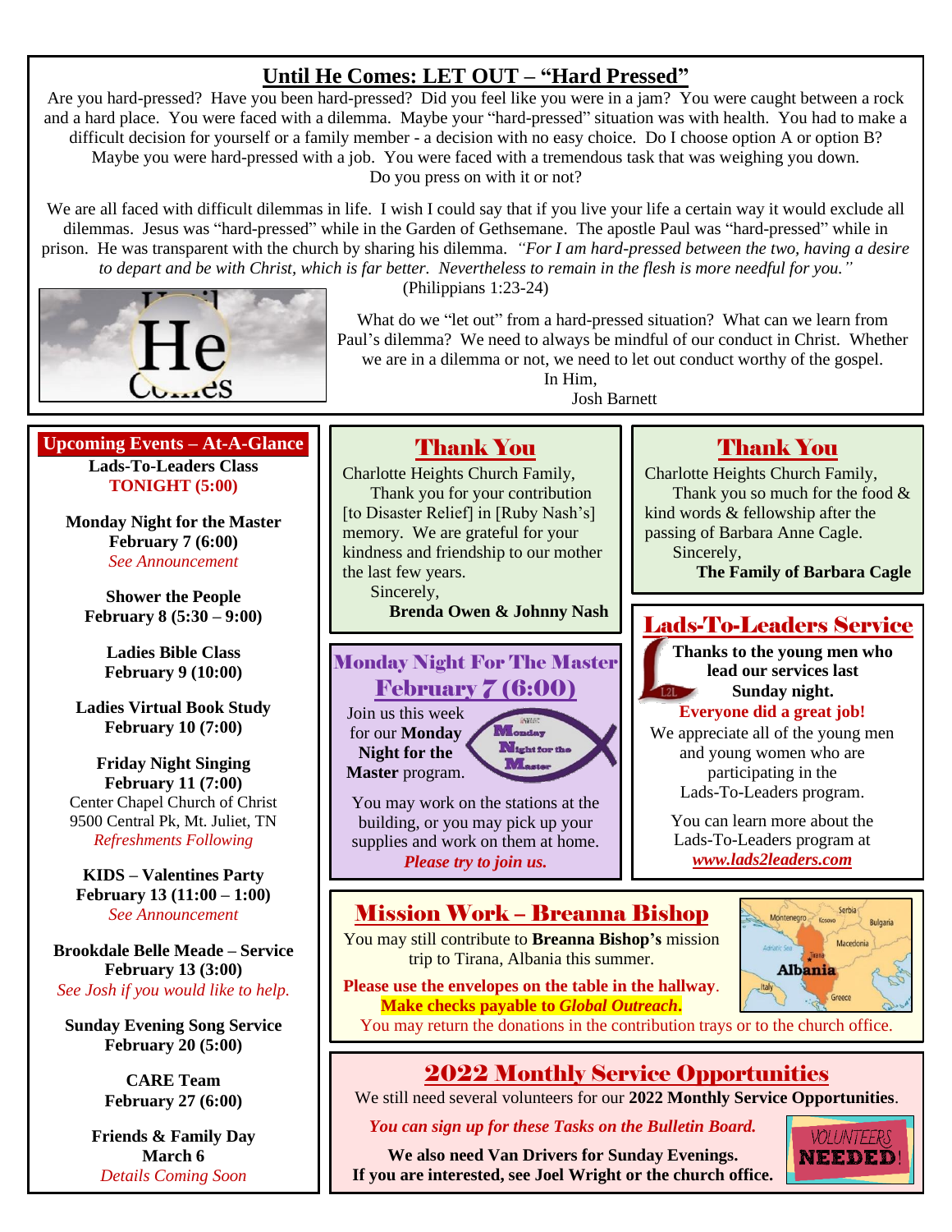## Until He Comes: LET OUT – "Hard Pressed"

Are you hard-pressed? Have you been hard-pressed? Did you feel like you were in a jam? You were caught between a rock and a hard place. You were faced with a dilemma. Maybe your "hard-pressed" situation was with health. You had to make a difficult decision for yourself or a family member - a decision with no easy choice. Do I choose option A or option B? Maybe you were hard-pressed with a job. You were faced with a tremendous task that was weighing you down. Do you press on with it or not?

We are all faced with difficult dilemmas in life. I wish I could say that if you live your life a certain way it would exclude all dilemmas. Jesus was "hard-pressed" while in the Garden of Gethsemane. The apostle Paul was "hard-pressed" while in prison. He was transparent with the church by sharing his dilemma. *"For I am hard-pressed between the two, having a desire to depart and be with Christ, which is far better. Nevertheless to remain in the flesh is more needful for you."* (Philippians 1:23-24)

What do we "let out" from a hard-pressed situation? What can we learn from Paul's dilemma? We need to always be mindful of our conduct in Christ. Whether we are in a dilemma or not, we need to let out conduct worthy of the gospel.

In Him,
Josh Barnett

## Upcoming Events – At-A-Glance

**Lads-To-Leaders Class**
**TONIGHT (5:00)**

**Monday Night for the Master**
**February 7 (6:00)**
*See Announcement*

**Shower the People**
**February 8 (5:30 – 9:00)**

**Ladies Bible Class**
**February 9 (10:00)**

**Ladies Virtual Book Study**
**February 10 (7:00)**

**Friday Night Singing**
**February 11 (7:00)**
Center Chapel Church of Christ
9500 Central Pk, Mt. Juliet, TN
*Refreshments Following*

**KIDS – Valentines Party**
**February 13 (11:00 – 1:00)**
*See Announcement*

**Brookdale Belle Meade – Service**
**February 13 (3:00)**
*See Josh if you would like to help.*

**Sunday Evening Song Service**
**February 20 (5:00)**

**CARE Team**
**February 27 (6:00)**

**Friends & Family Day**
**March 6**
*Details Coming Soon*

## Thank You

Charlotte Heights Church Family,
Thank you for your contribution [to Disaster Relief] in [Ruby Nash's] memory. We are grateful for your kindness and friendship to our mother the last few years.
Sincerely,
**Brenda Owen & Johnny Nash**

## Thank You

Charlotte Heights Church Family,
Thank you so much for the food & kind words & fellowship after the passing of Barbara Anne Cagle.
Sincerely,
**The Family of Barbara Cagle**

## Monday Night For The Master
## February 7 (6:00)

Join us this week for our **Monday Night for the Master** program.

You may work on the stations at the building, or you may pick up your supplies and work on them at home.
*Please try to join us.*

## Lads-To-Leaders Service

**Thanks to the young men who lead our services last Sunday night.**
**Everyone did a great job!**

We appreciate all of the young men and young women who are participating in the Lads-To-Leaders program.

You can learn more about the Lads-To-Leaders program at ***www.lads2leaders.com***

## Mission Work – Breanna Bishop

You may still contribute to **Breanna Bishop's** mission trip to Tirana, Albania this summer.

**Please use the envelopes on the table in the hallway.**
**Make checks payable to *Global Outreach*.**
You may return the donations in the contribution trays or to the church office.

## 2022 Monthly Service Opportunities

We still need several volunteers for our **2022 Monthly Service Opportunities**.

***You can sign up for these Tasks on the Bulletin Board.***

**We also need Van Drivers for Sunday Evenings.**
**If you are interested, see Joel Wright or the church office.**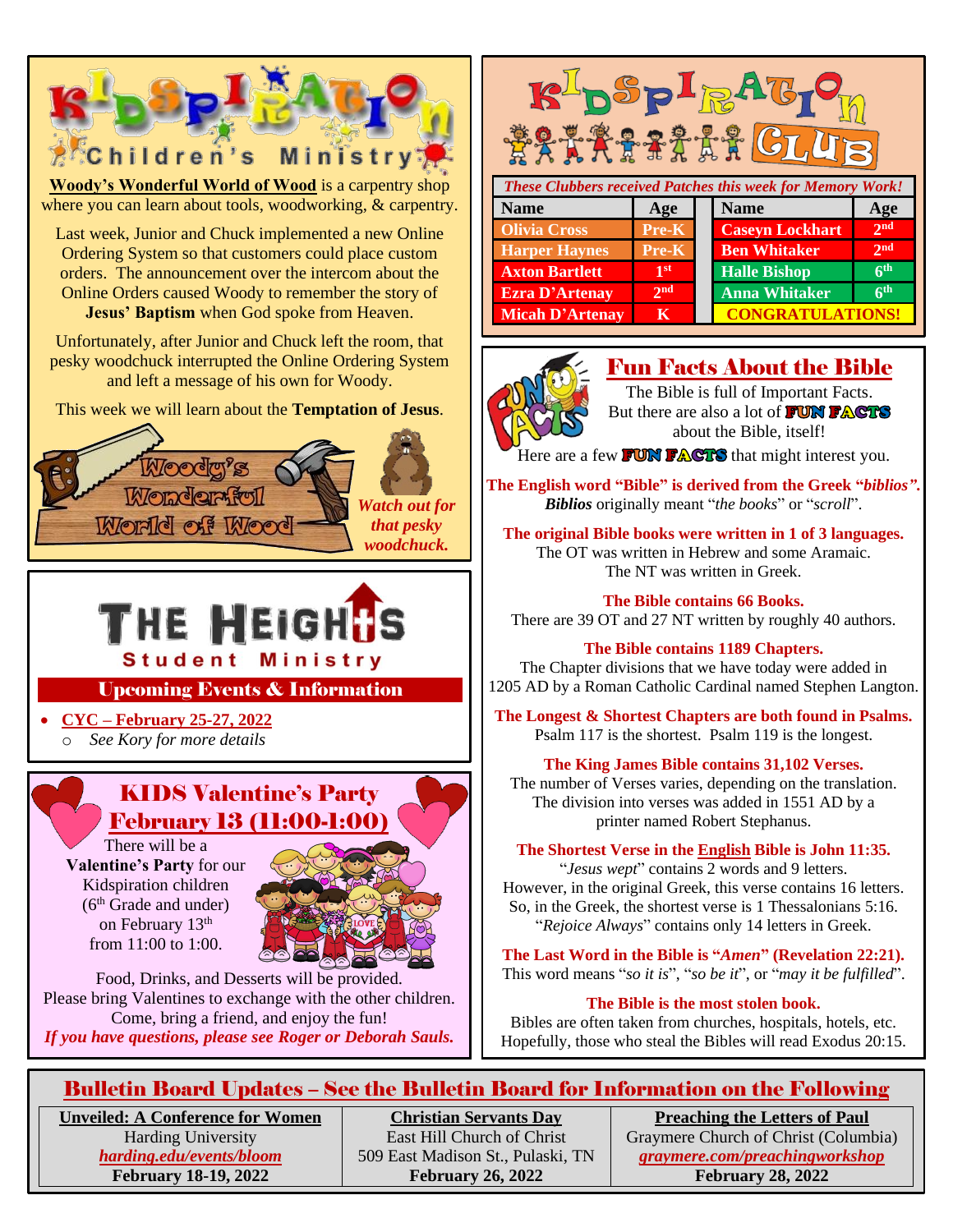# Kidspiration Children's Ministry

**Woody's Wonderful World of Wood** is a carpentry shop where you can learn about tools, woodworking, & carpentry.

Last week, Junior and Chuck implemented a new Online Ordering System so that customers could place custom orders. The announcement over the intercom about the Online Orders caused Woody to remember the story of **Jesus' Baptism** when God spoke from Heaven.

Unfortunately, after Junior and Chuck left the room, that pesky woodchuck interrupted the Online Ordering System and left a message of his own for Woody.

This week we will learn about the **Temptation of Jesus**.

Woody's Wonderful World of Wood

***Watch out for that pesky woodchuck.***

# The Heights Student Ministry

## Upcoming Events & Information

- **CYC – February 25-27, 2022**
  - *See Kory for more details*

## KIDS Valentine's Party February 13 (11:00-1:00)

There will be a **Valentine's Party** for our Kidspiration children (6th Grade and under) on February 13th from 11:00 to 1:00.

Food, Drinks, and Desserts will be provided.
Please bring Valentines to exchange with the other children.
Come, bring a friend, and enjoy the fun!
*If you have questions, please see Roger or Deborah Sauls.*

# Kidspiration Club

***These Clubbers received Patches this week for Memory Work!***

| Name | Age | Name | Age |
|---|---|---|---|
| Olivia Cross | Pre-K | Caseyn Lockhart | 2nd |
| Harper Haynes | Pre-K | Ben Whitaker | 2nd |
| Axton Bartlett | 1st | Halle Bishop | 6th |
| Ezra D'Artenay | 2nd | Anna Whitaker | 6th |
| Micah D'Artenay | K | CONGRATULATIONS! | |

## Fun Facts About the Bible

The Bible is full of Important Facts. But there are also a lot of **FUN FACTS** about the Bible, itself!

Here are a few **FUN FACTS** that might interest you.

**The English word "Bible" is derived from the Greek "*biblios*".**
***Biblios*** originally meant "*the books*" or "*scroll*".

**The original Bible books were written in 1 of 3 languages.**
The OT was written in Hebrew and some Aramaic.
The NT was written in Greek.

**The Bible contains 66 Books.**
There are 39 OT and 27 NT written by roughly 40 authors.

**The Bible contains 1189 Chapters.**
The Chapter divisions that we have today were added in 1205 AD by a Roman Catholic Cardinal named Stephen Langton.

**The Longest & Shortest Chapters are both found in Psalms.**
Psalm 117 is the shortest. Psalm 119 is the longest.

**The King James Bible contains 31,102 Verses.**
The number of Verses varies, depending on the translation. The division into verses was added in 1551 AD by a printer named Robert Stephanus.

**The Shortest Verse in the English Bible is John 11:35.**
"*Jesus wept*" contains 2 words and 9 letters.
However, in the original Greek, this verse contains 16 letters.
So, in the Greek, the shortest verse is 1 Thessalonians 5:16.
"*Rejoice Always*" contains only 14 letters in Greek.

**The Last Word in the Bible is "*Amen*" (Revelation 22:21).**
This word means "*so it is*", "*so be it*", or "*may it be fulfilled*".

**The Bible is the most stolen book.**
Bibles are often taken from churches, hospitals, hotels, etc.
Hopefully, those who steal the Bibles will read Exodus 20:15.

## Bulletin Board Updates – See the Bulletin Board for Information on the Following

| Unveiled: A Conference for Women | Christian Servants Day | Preaching the Letters of Paul |
|---|---|---|
| Harding University | East Hill Church of Christ | Graymere Church of Christ (Columbia) |
| *harding.edu/bloom* | 509 East Madison St., Pulaski, TN | *graymere.com/preachingworkshop* |
| **February 18-19, 2022** | **February 26, 2022** | **February 28, 2022** |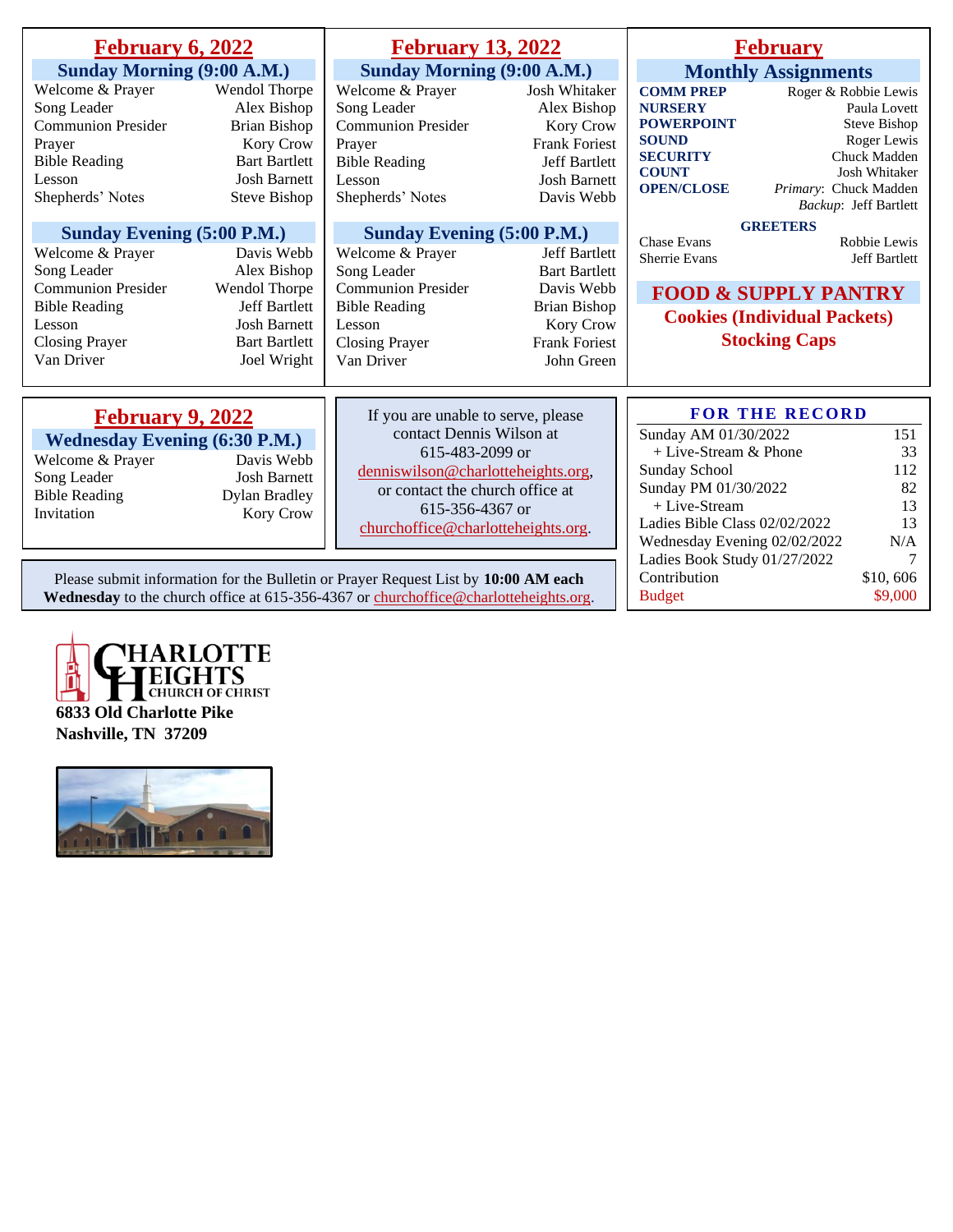## February 6, 2022

### Sunday Morning (9:00 A.M.)

| | |
|---|---|
| Welcome & Prayer | Wendol Thorpe |
| Song Leader | Alex Bishop |
| Communion Presider | Brian Bishop |
| Prayer | Kory Crow |
| Bible Reading | Bart Bartlett |
| Lesson | Josh Barnett |
| Shepherds' Notes | Steve Bishop |

### Sunday Evening (5:00 P.M.)

| | |
|---|---|
| Welcome & Prayer | Davis Webb |
| Song Leader | Alex Bishop |
| Communion Presider | Wendol Thorpe |
| Bible Reading | Jeff Bartlett |
| Lesson | Josh Barnett |
| Closing Prayer | Bart Bartlett |
| Van Driver | Joel Wright |

## February 13, 2022

### Sunday Morning (9:00 A.M.)

| | |
|---|---|
| Welcome & Prayer | Josh Whitaker |
| Song Leader | Alex Bishop |
| Communion Presider | Kory Crow |
| Prayer | Frank Foriest |
| Bible Reading | Jeff Bartlett |
| Lesson | Josh Barnett |
| Shepherds' Notes | Davis Webb |

### Sunday Evening (5:00 P.M.)

| | |
|---|---|
| Welcome & Prayer | Jeff Bartlett |
| Song Leader | Bart Bartlett |
| Communion Presider | Davis Webb |
| Bible Reading | Brian Bishop |
| Lesson | Kory Crow |
| Closing Prayer | Frank Foriest |
| Van Driver | John Green |

## February

### Monthly Assignments

| | |
|---|---|
| **COMM PREP** | Roger & Robbie Lewis |
| **NURSERY** | Paula Lovett |
| **POWERPOINT** | Steve Bishop |
| **SOUND** | Roger Lewis |
| **SECURITY** | Chuck Madden |
| **COUNT** | Josh Whitaker |
| **OPEN/CLOSE** | *Primary*: Chuck Madden<br>*Backup*: Jeff Bartlett |

**GREETERS**

| | |
|---|---|
| Chase Evans | Robbie Lewis |
| Sherrie Evans | Jeff Bartlett |

### FOOD & SUPPLY PANTRY

**Cookies (Individual Packets)**

**Stocking Caps**

## February 9, 2022

### Wednesday Evening (6:30 P.M.)

| | |
|---|---|
| Welcome & Prayer | Davis Webb |
| Song Leader | Josh Barnett |
| Bible Reading | Dylan Bradley |
| Invitation | Kory Crow |

If you are unable to serve, please contact Dennis Wilson at 615-483-2099 or denniswilson@charlotteheights.org, or contact the church office at 615-356-4367 or churchoffice@charlotteheights.org.

Please submit information for the Bulletin or Prayer Request List by **10:00 AM each Wednesday** to the church office at 615-356-4367 or churchoffice@charlotteheights.org.

### FOR THE RECORD

| | |
|---|---|
| Sunday AM 01/30/2022 | 151 |
| + Live-Stream & Phone | 33 |
| Sunday School | 112 |
| Sunday PM 01/30/2022 | 82 |
| + Live-Stream | 13 |
| Ladies Bible Class 02/02/2022 | 13 |
| Wednesday Evening 02/02/2022 | N/A |
| Ladies Book Study 01/27/2022 | 7 |
| Contribution | $10, 606 |
| Budget | $9,000 |

**CHARLOTTE HEIGHTS CHURCH OF CHRIST**

**6833 Old Charlotte Pike**
**Nashville, TN 37209**